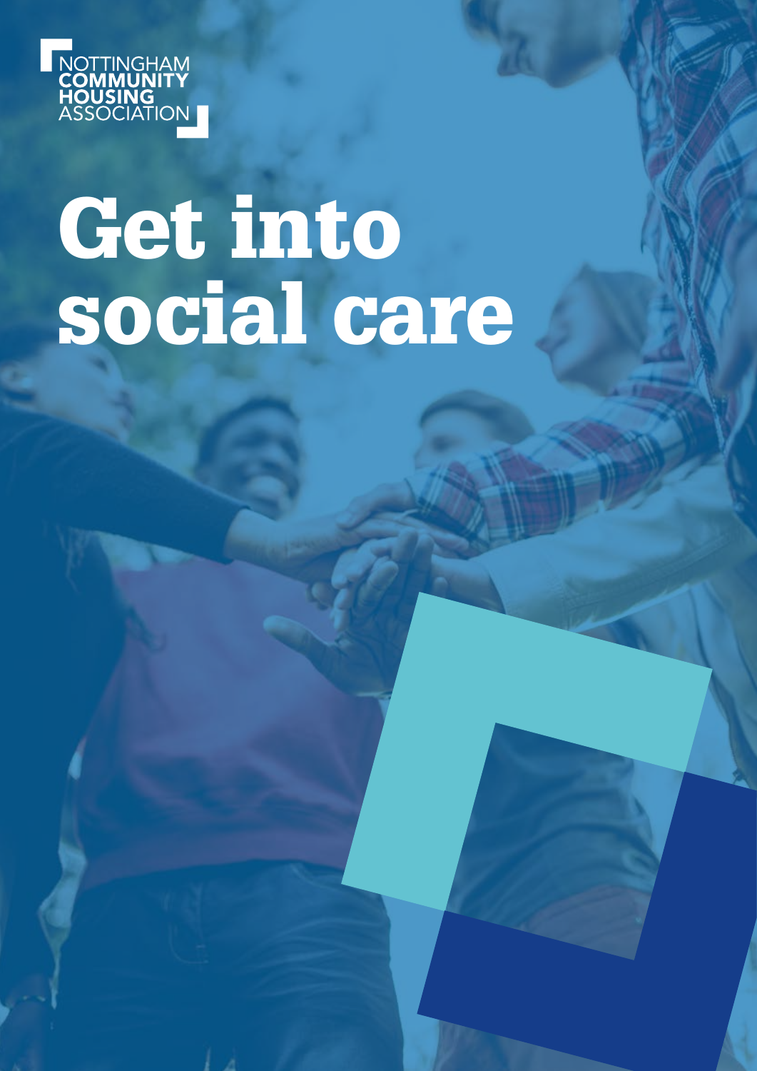NOTTINGHAM COMMUNITY HOUSING ASSOCIATION

# Get into social care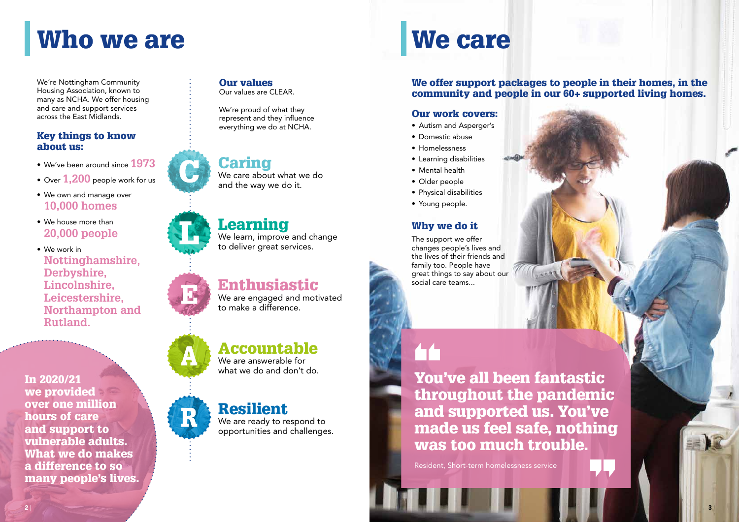# Who we are

We're Nottingham Community Housing Association, known to many as NCHA. We offer housing and care and support services across the East Midlands.

### Key things to know about us:

- We've been around since **1973**
- Over **1,200** people work for us
- We own and manage over **10,000 homes**
- We house more than **20,000 people**
- We work in **Nottinghamshire, Derbyshire, Lincolnshire, Leicestershire, Northampton and Rutland.**

**In 2020/21 we provided over one million hours of care and support to vulnerable adults. What we do makes a difference to so many people's lives.**

### Our values

Our values are CLEAR.

We're proud of what they represent and they influence everything we do at NCHA.

**C** – **Caring**
We care about what we do and the way we do it.

**L** – **Learning**
We learn, improve and change to deliver great services.

**E** – **Enthusiastic**
We are engaged and motivated to make a difference.

**A** – **Accountable**
We are answerable for what we do and don't do.

**R** – **Resilient**
We are ready to respond to opportunities and challenges.

# We care

**We offer support packages to people in their homes, in the community and people in our 60+ supported living homes.**

### Our work covers:

- Autism and Asperger's
- Domestic abuse
- Homelessness
- Learning disabilities
- Mental health
- Older people
- Physical disabilities
- Young people.

### Why we do it

The support we offer changes people's lives and the lives of their friends and family too. People have great things to say about our social care teams...

> **You've all been fantastic throughout the pandemic and supported us. You've made us feel safe, nothing was too much trouble.**
>
> Resident, Short-term homelessness service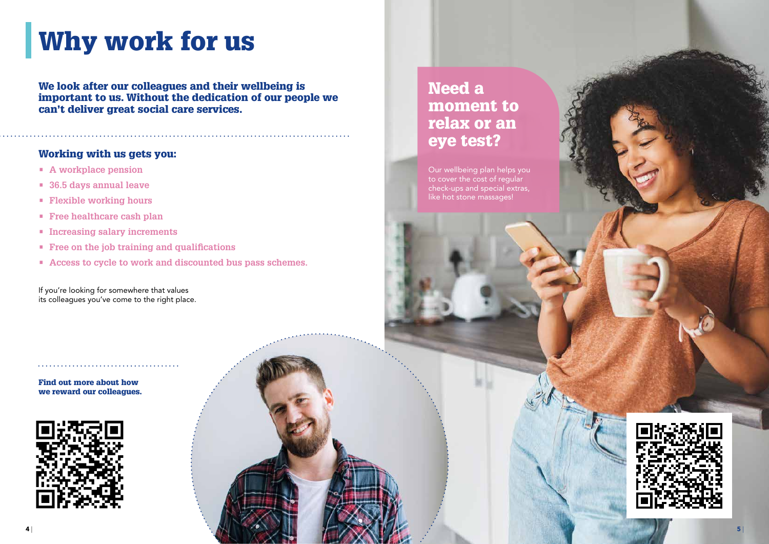# Why work for us

**We look after our colleagues and their wellbeing is important to us. Without the dedication of our people we can't deliver great social care services.**

## Working with us gets you:

- A workplace pension
- 36.5 days annual leave
- Flexible working hours
- Free healthcare cash plan
- Increasing salary increments
- Free on the job training and qualifications
- Access to cycle to work and discounted bus pass schemes.

If you're looking for somewhere that values its colleagues you've come to the right place.

**Find out more about how we reward our colleagues.**

## Need a moment to relax or an eye test?

Our wellbeing plan helps you to cover the cost of regular check-ups and special extras, like hot stone massages!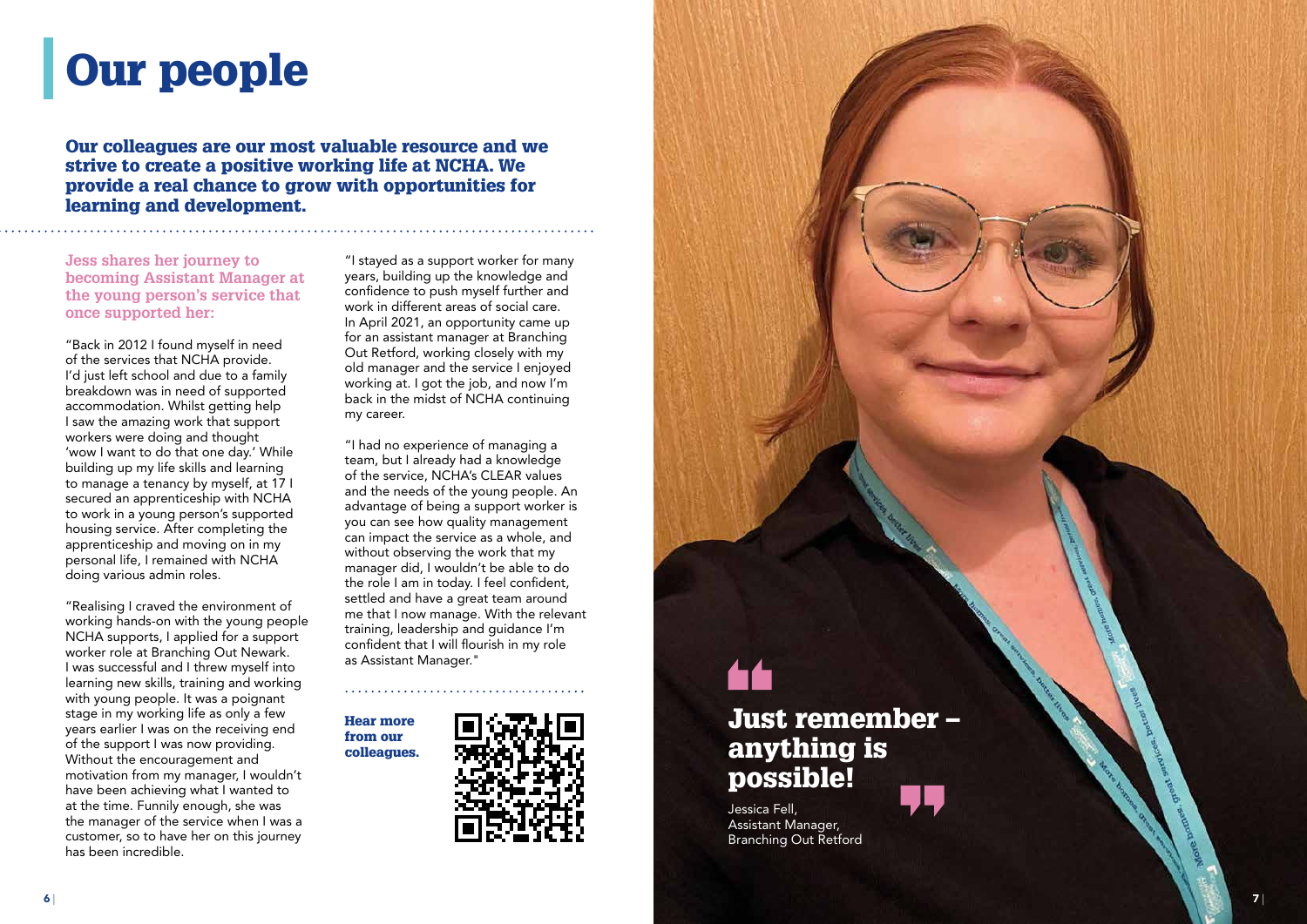# Our people

**Our colleagues are our most valuable resource and we strive to create a positive working life at NCHA. We provide a real chance to grow with opportunities for learning and development.**

**Jess shares her journey to becoming Assistant Manager at the young person's service that once supported her:**

"Back in 2012 I found myself in need of the services that NCHA provide. I'd just left school and due to a family breakdown was in need of supported accommodation. Whilst getting help I saw the amazing work that support workers were doing and thought 'wow I want to do that one day.' While building up my life skills and learning to manage a tenancy by myself, at 17 I secured an apprenticeship with NCHA to work in a young person's supported housing service. After completing the apprenticeship and moving on in my personal life, I remained with NCHA doing various admin roles.

"Realising I craved the environment of working hands-on with the young people NCHA supports, I applied for a support worker role at Branching Out Newark. I was successful and I threw myself into learning new skills, training and working with young people. It was a poignant stage in my working life as only a few years earlier I was on the receiving end of the support I was now providing. Without the encouragement and motivation from my manager, I wouldn't have been achieving what I wanted to at the time. Funnily enough, she was the manager of the service when I was a customer, so to have her on this journey has been incredible.

"I stayed as a support worker for many years, building up the knowledge and confidence to push myself further and work in different areas of social care. In April 2021, an opportunity came up for an assistant manager at Branching Out Retford, working closely with my old manager and the service I enjoyed working at. I got the job, and now I'm back in the midst of NCHA continuing my career.

"I had no experience of managing a team, but I already had a knowledge of the service, NCHA's CLEAR values and the needs of the young people. An advantage of being a support worker is you can see how quality management can impact the service as a whole, and without observing the work that my manager did, I wouldn't be able to do the role I am in today. I feel confident, settled and have a great team around me that I now manage. With the relevant training, leadership and guidance I'm confident that I will flourish in my role as Assistant Manager."

**Hear more from our colleagues.**

## Just remember – anything is possible!

Jessica Fell,
Assistant Manager,
Branching Out Retford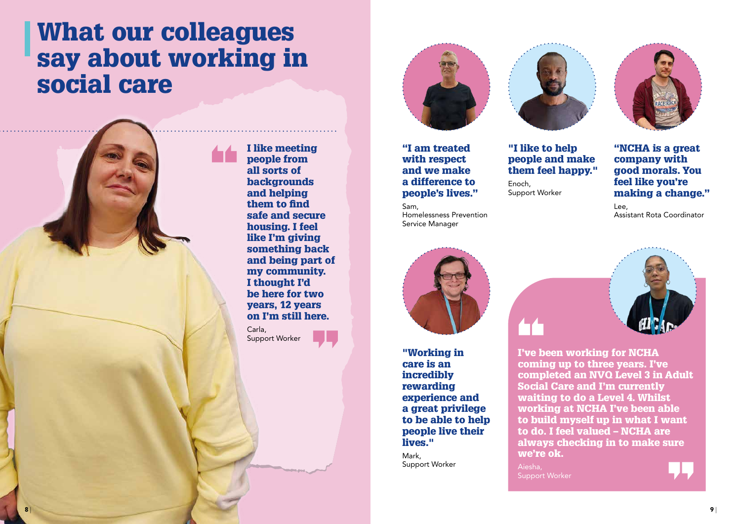# What our colleagues say about working in social care

> **I like meeting people from all sorts of backgrounds and helping them to find safe and secure housing. I feel like I'm giving something back and being part of my community. I thought I'd be here for two years, 12 years on I'm still here.**

Carla,
Support Worker

> **"I am treated with respect and we make a difference to people's lives."**

Sam,
Homelessness Prevention Service Manager

> **"I like to help people and make them feel happy."**

Enoch,
Support Worker

> **"NCHA is a great company with good morals. You feel like you're making a change."**

Lee,
Assistant Rota Coordinator

> **"Working in care is an incredibly rewarding experience and a great privilege to be able to help people live their lives."**

Mark,
Support Worker

> **I've been working for NCHA coming up to three years. I've completed an NVQ Level 3 in Adult Social Care and I'm currently waiting to do a Level 4. Whilst working at NCHA I've been able to build myself up in what I want to do. I feel valued – NCHA are always checking in to make sure we're ok.**

Aiesha,
Support Worker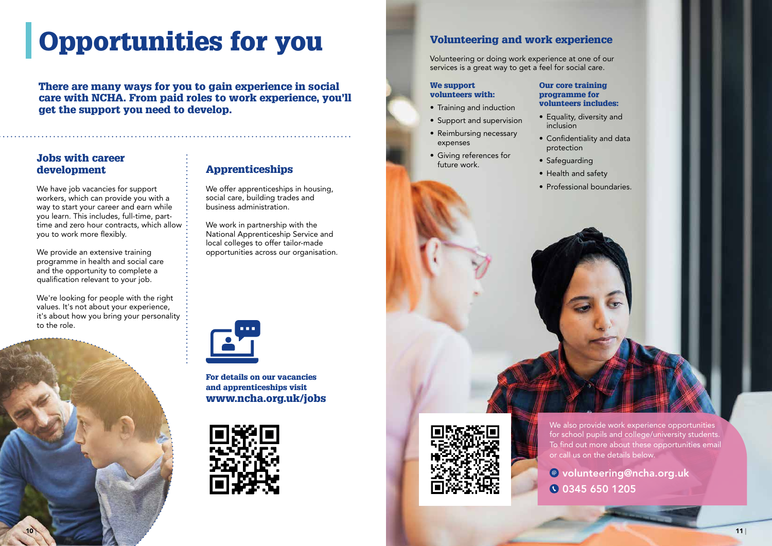# Opportunities for you

**There are many ways for you to gain experience in social care with NCHA. From paid roles to work experience, you'll get the support you need to develop.**

## Jobs with career development

We have job vacancies for support workers, which can provide you with a way to start your career and earn while you learn. This includes, full-time, part-time and zero hour contracts, which allow you to work more flexibly.

We provide an extensive training programme in health and social care and the opportunity to complete a qualification relevant to your job.

We're looking for people with the right values. It's not about your experience, it's about how you bring your personality to the role.

## Apprenticeships

We offer apprenticeships in housing, social care, building trades and business administration.

We work in partnership with the National Apprenticeship Service and local colleges to offer tailor-made opportunities across our organisation.

**For details on our vacancies and apprenticeships visit www.ncha.org.uk/jobs**

## Volunteering and work experience

Volunteering or doing work experience at one of our services is a great way to get a feel for social care.

**We support volunteers with:**

- Training and induction
- Support and supervision
- Reimbursing necessary expenses
- Giving references for future work.

**Our core training programme for volunteers includes:**

- Equality, diversity and inclusion
- Confidentiality and data protection
- Safeguarding
- Health and safety
- Professional boundaries.

We also provide work experience opportunities for school pupils and college/university students. To find out more about these opportunities email or call us on the details below.

volunteering@ncha.org.uk

0345 650 1205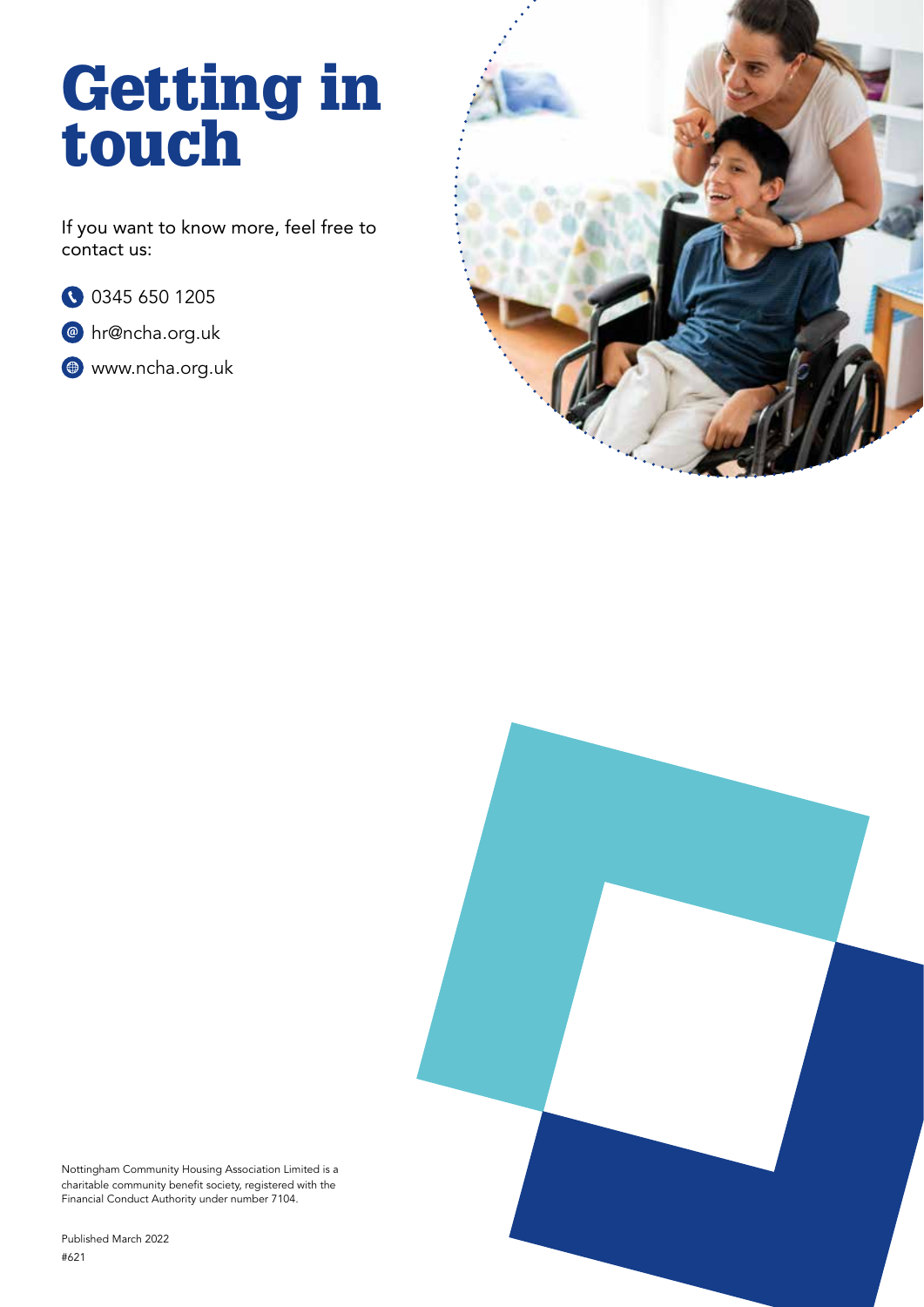# Getting in touch

If you want to know more, feel free to contact us:

- 0345 650 1205
- hr@ncha.org.uk
- www.ncha.org.uk

Nottingham Community Housing Association Limited is a charitable community benefit society, registered with the Financial Conduct Authority under number 7104.

Published March 2022

#621